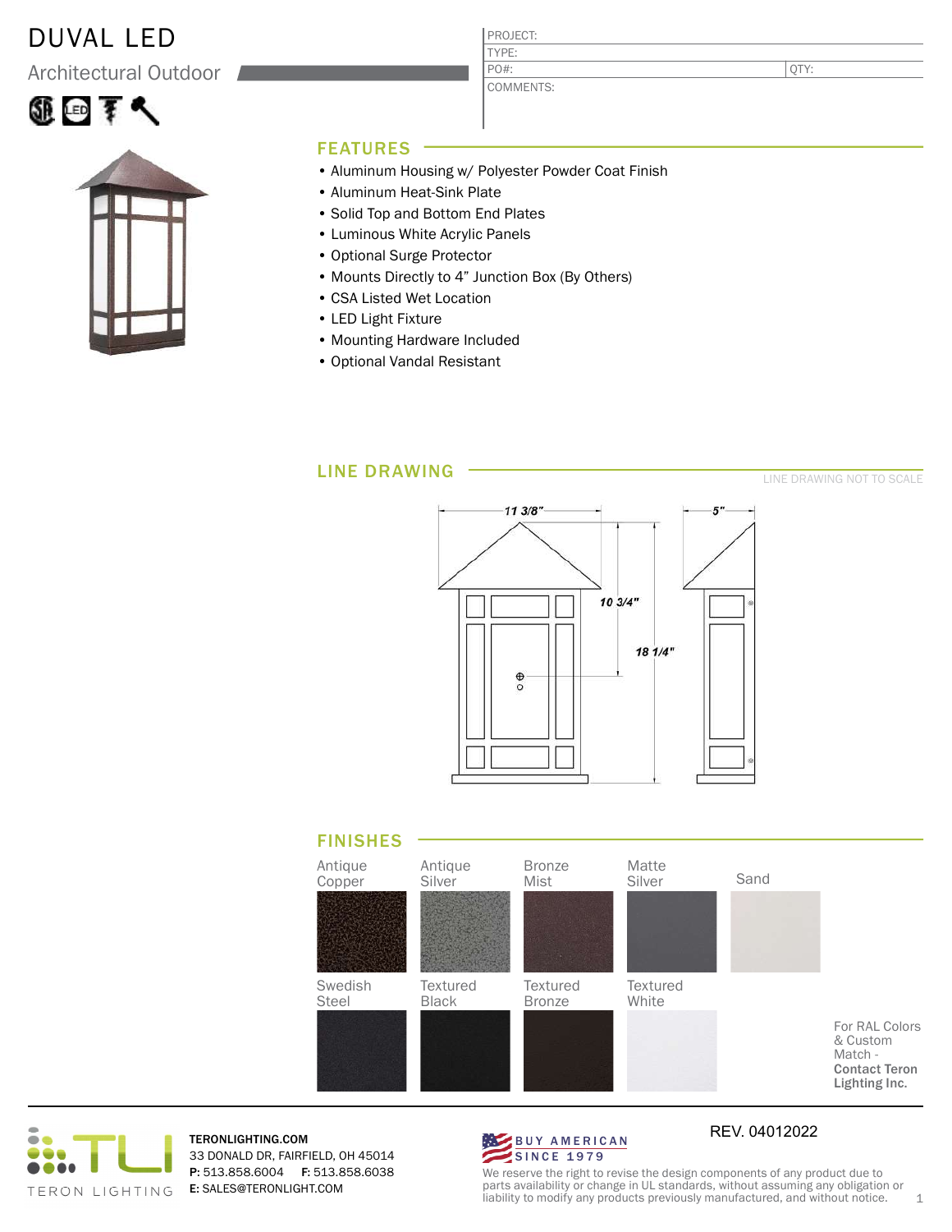# DUVAL LED

Architectural Outdoor

| | |
|---|---|
| PROJECT: | |
| TYPE: | |
| PO#: | QTY: |
| COMMENTS: | |

## FEATURES

- Aluminum Housing w/ Polyester Powder Coat Finish
- Aluminum Heat-Sink Plate
- Solid Top and Bottom End Plates
- Luminous White Acrylic Panels
- Optional Surge Protector
- Mounts Directly to 4" Junction Box (By Others)
- CSA Listed Wet Location
- LED Light Fixture
- Mounting Hardware Included
- Optional Vandal Resistant

## LINE DRAWING

LINE DRAWING NOT TO SCALE

11 3/8"

5"

10 3/4"

18 1/4"

## FINISHES

Antique Copper

Antique Silver

Bronze Mist

Matte Silver

Sand

Swedish Steel

Textured Black

Textured Bronze

Textured White

For RAL Colors & Custom Match - **Contact Teron Lighting Inc.**

TERON LIGHTING

**TERONLIGHTING.COM**
33 DONALD DR, FAIRFIELD, OH 45014
**P:** 513.858.6004 **F:** 513.858.6038
**E:** SALES@TERONLIGHT.COM

BUY AMERICAN SINCE 1979

REV. 04012022

We reserve the right to revise the design components of any product due to parts availability or change in UL standards, without assuming any obligation or liability to modify any products previously manufactured, and without notice.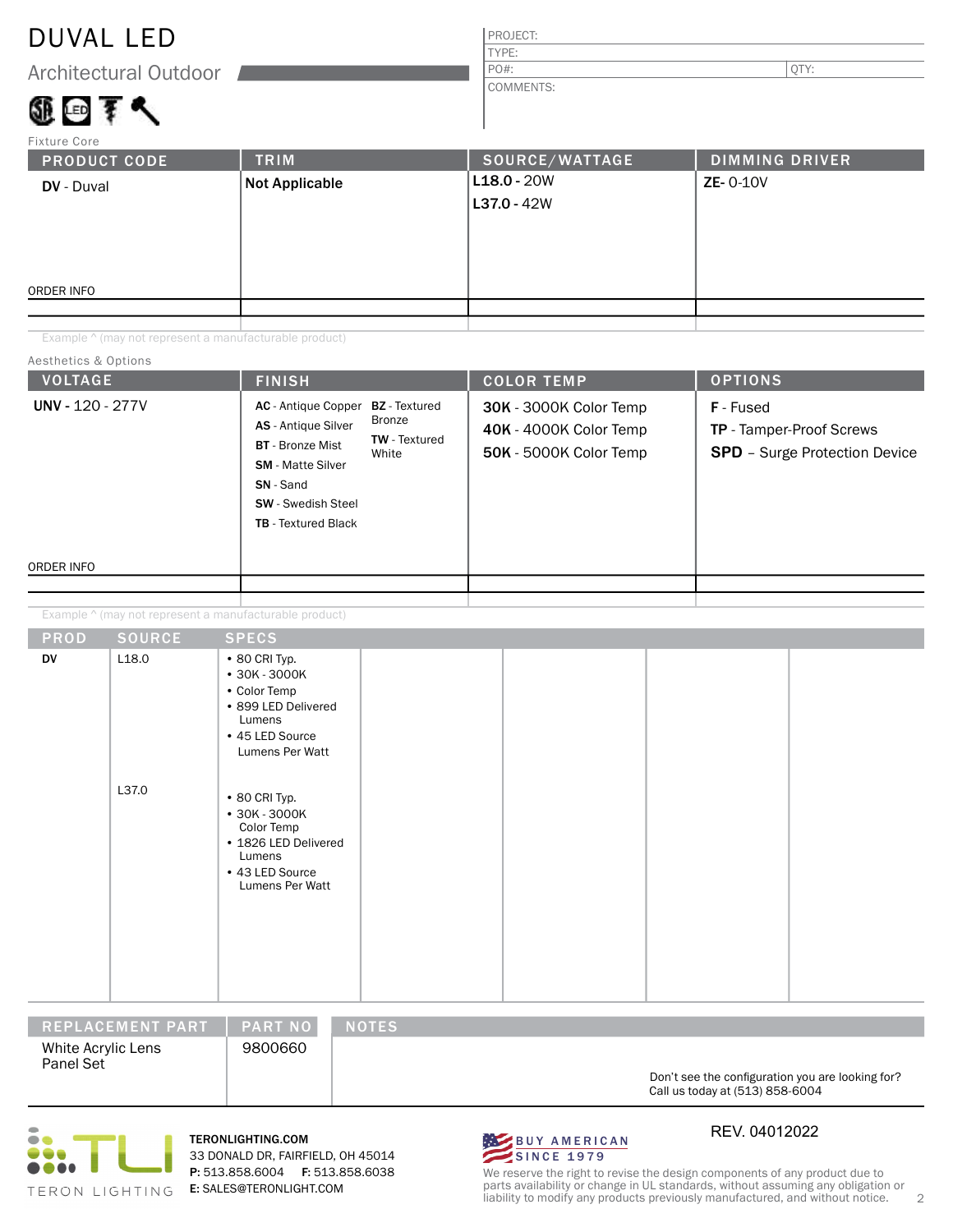# DUVAL LED

Architectural Outdoor

| PROJECT: | |
|---|---|
| TYPE: | |
| PO#: | QTY: |
| COMMENTS: | |

Fixture Core

| PRODUCT CODE | TRIM | SOURCE/WATTAGE | DIMMING DRIVER |
|---|---|---|---|
| **DV** - Duval | **Not Applicable** | **L18.0** - 20W<br>**L37.0** - 42W | **ZE**- 0-10V |

ORDER INFO

| | | | |
|---|---|---|---|
| | | | |

Example ^ (may not represent a manufacturable product)

Aesthetics & Options

| VOLTAGE | FINISH | COLOR TEMP | OPTIONS |
|---|---|---|---|
| **UNV** - 120 - 277V | **AC** - Antique Copper<br>**AS** - Antique Silver<br>**BT** - Bronze Mist<br>**SM** - Matte Silver<br>**SN** - Sand<br>**SW** - Swedish Steel<br>**TB** - Textured Black<br>**BZ** - Textured Bronze<br>**TW** - Textured White | **30K** - 3000K Color Temp<br>**40K** - 4000K Color Temp<br>**50K** - 5000K Color Temp | **F** - Fused<br>**TP** - Tamper-Proof Screws<br>**SPD** – Surge Protection Device |

ORDER INFO

| | | | |
|---|---|---|---|
| | | | |

Example ^ (may not represent a manufacturable product)

| PROD | SOURCE | SPECS |
|---|---|---|
| **DV** | L18.0 | • 80 CRI Typ.<br>• 30K - 3000K<br>• Color Temp<br>• 899 LED Delivered Lumens<br>• 45 LED Source Lumens Per Watt |
| | L37.0 | • 80 CRI Typ.<br>• 30K - 3000K Color Temp<br>• 1826 LED Delivered Lumens<br>• 43 LED Source Lumens Per Watt |

| REPLACEMENT PART | PART NO | NOTES |
|---|---|---|
| White Acrylic Lens Panel Set | 9800660 | Don't see the configuration you are looking for? Call us today at (513) 858-6004 |

TERON LIGHTING

**TERONLIGHTING.COM**
33 DONALD DR, FAIRFIELD, OH 45014
**P:** 513.858.6004 **F:** 513.858.6038
**E:** SALES@TERONLIGHT.COM

BUY AMERICAN SINCE 1979

REV. 04012022

We reserve the right to revise the design components of any product due to parts availability or change in UL standards, without assuming any obligation or liability to modify any products previously manufactured, and without notice.